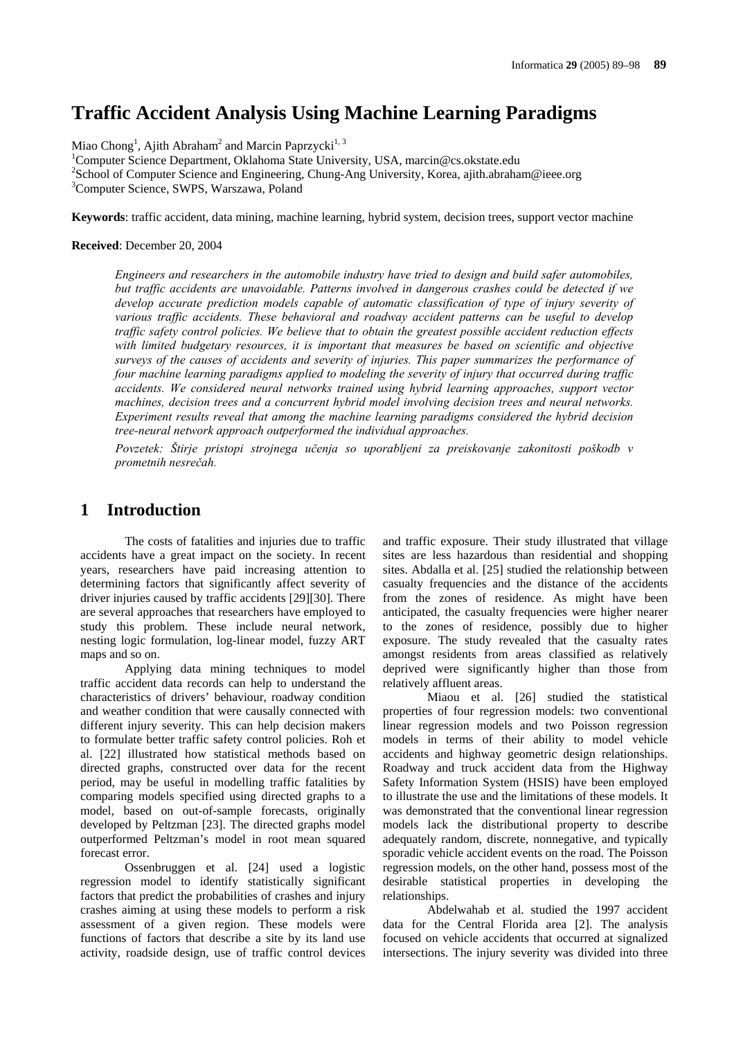# Traffic Accident Analysis Using Machine Learning Paradigms

Miao Chong[1], Ajith Abraham[2] and Marcin Paprzycki[1, 3]

[1]Computer Science Department, Oklahoma State University, USA, marcin@cs.okstate.edu
[2]School of Computer Science and Engineering, Chung-Ang University, Korea, ajith.abraham@ieee.org
[3]Computer Science, SWPS, Warszawa, Poland

**Keywords**: traffic accident, data mining, machine learning, hybrid system, decision trees, support vector machine

**Received**: December 20, 2004

*Engineers and researchers in the automobile industry have tried to design and build safer automobiles, but traffic accidents are unavoidable. Patterns involved in dangerous crashes could be detected if we develop accurate prediction models capable of automatic classification of type of injury severity of various traffic accidents. These behavioral and roadway accident patterns can be useful to develop traffic safety control policies. We believe that to obtain the greatest possible accident reduction effects with limited budgetary resources, it is important that measures be based on scientific and objective surveys of the causes of accidents and severity of injuries. This paper summarizes the performance of four machine learning paradigms applied to modeling the severity of injury that occurred during traffic accidents. We considered neural networks trained using hybrid learning approaches, support vector machines, decision trees and a concurrent hybrid model involving decision trees and neural networks. Experiment results reveal that among the machine learning paradigms considered the hybrid decision tree-neural network approach outperformed the individual approaches.*

*Povzetek: Štirje pristopi strojnega učenja so uporabljeni za preiskovanje zakonitosti poškodb v prometnih nesrečah.*

## 1 Introduction

The costs of fatalities and injuries due to traffic accidents have a great impact on the society. In recent years, researchers have paid increasing attention to determining factors that significantly affect severity of driver injuries caused by traffic accidents [29][30]. There are several approaches that researchers have employed to study this problem. These include neural network, nesting logic formulation, log-linear model, fuzzy ART maps and so on.

Applying data mining techniques to model traffic accident data records can help to understand the characteristics of drivers' behaviour, roadway condition and weather condition that were causally connected with different injury severity. This can help decision makers to formulate better traffic safety control policies. Roh et al. [22] illustrated how statistical methods based on directed graphs, constructed over data for the recent period, may be useful in modelling traffic fatalities by comparing models specified using directed graphs to a model, based on out-of-sample forecasts, originally developed by Peltzman [23]. The directed graphs model outperformed Peltzman's model in root mean squared forecast error.

Ossenbruggen et al. [24] used a logistic regression model to identify statistically significant factors that predict the probabilities of crashes and injury crashes aiming at using these models to perform a risk assessment of a given region. These models were functions of factors that describe a site by its land use activity, roadside design, use of traffic control devices and traffic exposure. Their study illustrated that village sites are less hazardous than residential and shopping sites. Abdalla et al. [25] studied the relationship between casualty frequencies and the distance of the accidents from the zones of residence. As might have been anticipated, the casualty frequencies were higher nearer to the zones of residence, possibly due to higher exposure. The study revealed that the casualty rates amongst residents from areas classified as relatively deprived were significantly higher than those from relatively affluent areas.

Miaou et al. [26] studied the statistical properties of four regression models: two conventional linear regression models and two Poisson regression models in terms of their ability to model vehicle accidents and highway geometric design relationships. Roadway and truck accident data from the Highway Safety Information System (HSIS) have been employed to illustrate the use and the limitations of these models. It was demonstrated that the conventional linear regression models lack the distributional property to describe adequately random, discrete, nonnegative, and typically sporadic vehicle accident events on the road. The Poisson regression models, on the other hand, possess most of the desirable statistical properties in developing the relationships.

Abdelwahab et al. studied the 1997 accident data for the Central Florida area [2]. The analysis focused on vehicle accidents that occurred at signalized intersections. The injury severity was divided into three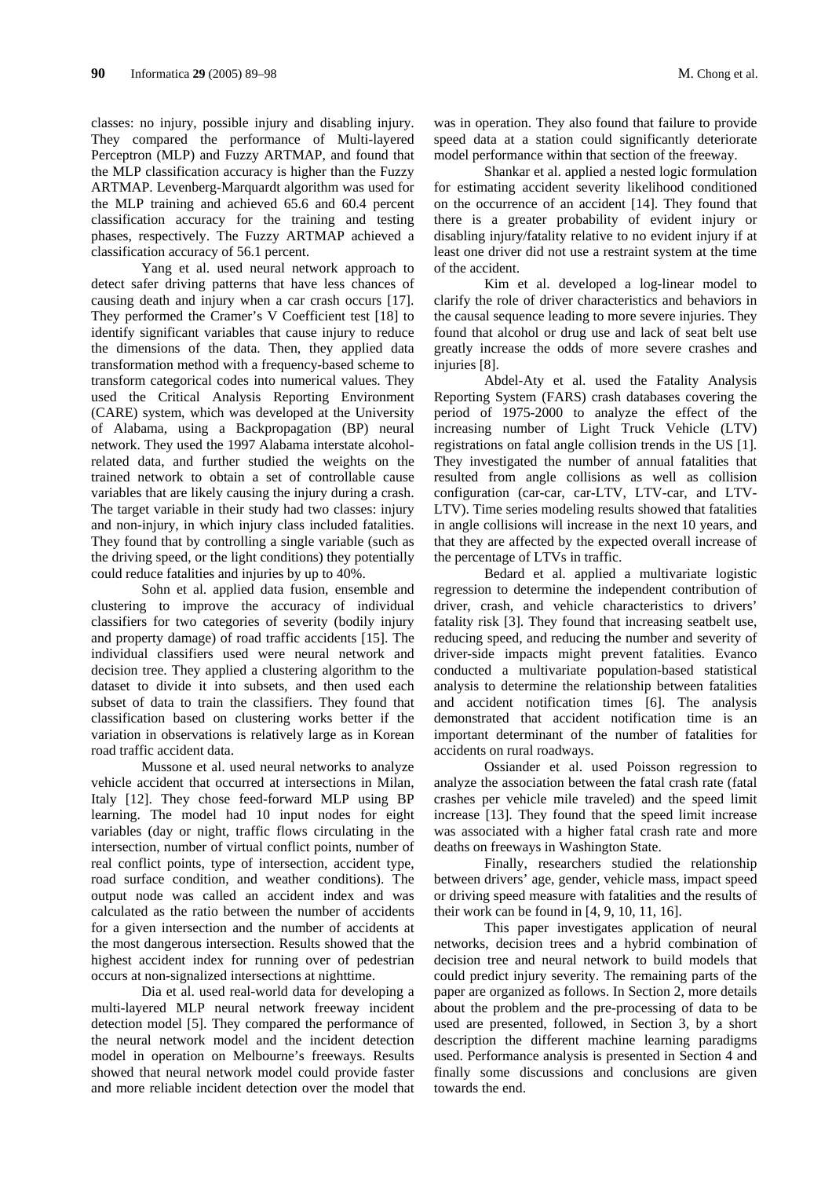classes: no injury, possible injury and disabling injury. They compared the performance of Multi-layered Perceptron (MLP) and Fuzzy ARTMAP, and found that the MLP classification accuracy is higher than the Fuzzy ARTMAP. Levenberg-Marquardt algorithm was used for the MLP training and achieved 65.6 and 60.4 percent classification accuracy for the training and testing phases, respectively. The Fuzzy ARTMAP achieved a classification accuracy of 56.1 percent.

Yang et al. used neural network approach to detect safer driving patterns that have less chances of causing death and injury when a car crash occurs [17]. They performed the Cramer's V Coefficient test [18] to identify significant variables that cause injury to reduce the dimensions of the data. Then, they applied data transformation method with a frequency-based scheme to transform categorical codes into numerical values. They used the Critical Analysis Reporting Environment (CARE) system, which was developed at the University of Alabama, using a Backpropagation (BP) neural network. They used the 1997 Alabama interstate alcohol-related data, and further studied the weights on the trained network to obtain a set of controllable cause variables that are likely causing the injury during a crash. The target variable in their study had two classes: injury and non-injury, in which injury class included fatalities. They found that by controlling a single variable (such as the driving speed, or the light conditions) they potentially could reduce fatalities and injuries by up to 40%.

Sohn et al. applied data fusion, ensemble and clustering to improve the accuracy of individual classifiers for two categories of severity (bodily injury and property damage) of road traffic accidents [15]. The individual classifiers used were neural network and decision tree. They applied a clustering algorithm to the dataset to divide it into subsets, and then used each subset of data to train the classifiers. They found that classification based on clustering works better if the variation in observations is relatively large as in Korean road traffic accident data.

Mussone et al. used neural networks to analyze vehicle accident that occurred at intersections in Milan, Italy [12]. They chose feed-forward MLP using BP learning. The model had 10 input nodes for eight variables (day or night, traffic flows circulating in the intersection, number of virtual conflict points, number of real conflict points, type of intersection, accident type, road surface condition, and weather conditions). The output node was called an accident index and was calculated as the ratio between the number of accidents for a given intersection and the number of accidents at the most dangerous intersection. Results showed that the highest accident index for running over of pedestrian occurs at non-signalized intersections at nighttime.

Dia et al. used real-world data for developing a multi-layered MLP neural network freeway incident detection model [5]. They compared the performance of the neural network model and the incident detection model in operation on Melbourne's freeways. Results showed that neural network model could provide faster and more reliable incident detection over the model that was in operation. They also found that failure to provide speed data at a station could significantly deteriorate model performance within that section of the freeway.

Shankar et al. applied a nested logic formulation for estimating accident severity likelihood conditioned on the occurrence of an accident [14]. They found that there is a greater probability of evident injury or disabling injury/fatality relative to no evident injury if at least one driver did not use a restraint system at the time of the accident.

Kim et al. developed a log-linear model to clarify the role of driver characteristics and behaviors in the causal sequence leading to more severe injuries. They found that alcohol or drug use and lack of seat belt use greatly increase the odds of more severe crashes and injuries [8].

Abdel-Aty et al. used the Fatality Analysis Reporting System (FARS) crash databases covering the period of 1975-2000 to analyze the effect of the increasing number of Light Truck Vehicle (LTV) registrations on fatal angle collision trends in the US [1]. They investigated the number of annual fatalities that resulted from angle collisions as well as collision configuration (car-car, car-LTV, LTV-car, and LTV-LTV). Time series modeling results showed that fatalities in angle collisions will increase in the next 10 years, and that they are affected by the expected overall increase of the percentage of LTVs in traffic.

Bedard et al. applied a multivariate logistic regression to determine the independent contribution of driver, crash, and vehicle characteristics to drivers' fatality risk [3]. They found that increasing seatbelt use, reducing speed, and reducing the number and severity of driver-side impacts might prevent fatalities. Evanco conducted a multivariate population-based statistical analysis to determine the relationship between fatalities and accident notification times [6]. The analysis demonstrated that accident notification time is an important determinant of the number of fatalities for accidents on rural roadways.

Ossiander et al. used Poisson regression to analyze the association between the fatal crash rate (fatal crashes per vehicle mile traveled) and the speed limit increase [13]. They found that the speed limit increase was associated with a higher fatal crash rate and more deaths on freeways in Washington State.

Finally, researchers studied the relationship between drivers' age, gender, vehicle mass, impact speed or driving speed measure with fatalities and the results of their work can be found in [4, 9, 10, 11, 16].

This paper investigates application of neural networks, decision trees and a hybrid combination of decision tree and neural network to build models that could predict injury severity. The remaining parts of the paper are organized as follows. In Section 2, more details about the problem and the pre-processing of data to be used are presented, followed, in Section 3, by a short description the different machine learning paradigms used. Performance analysis is presented in Section 4 and finally some discussions and conclusions are given towards the end.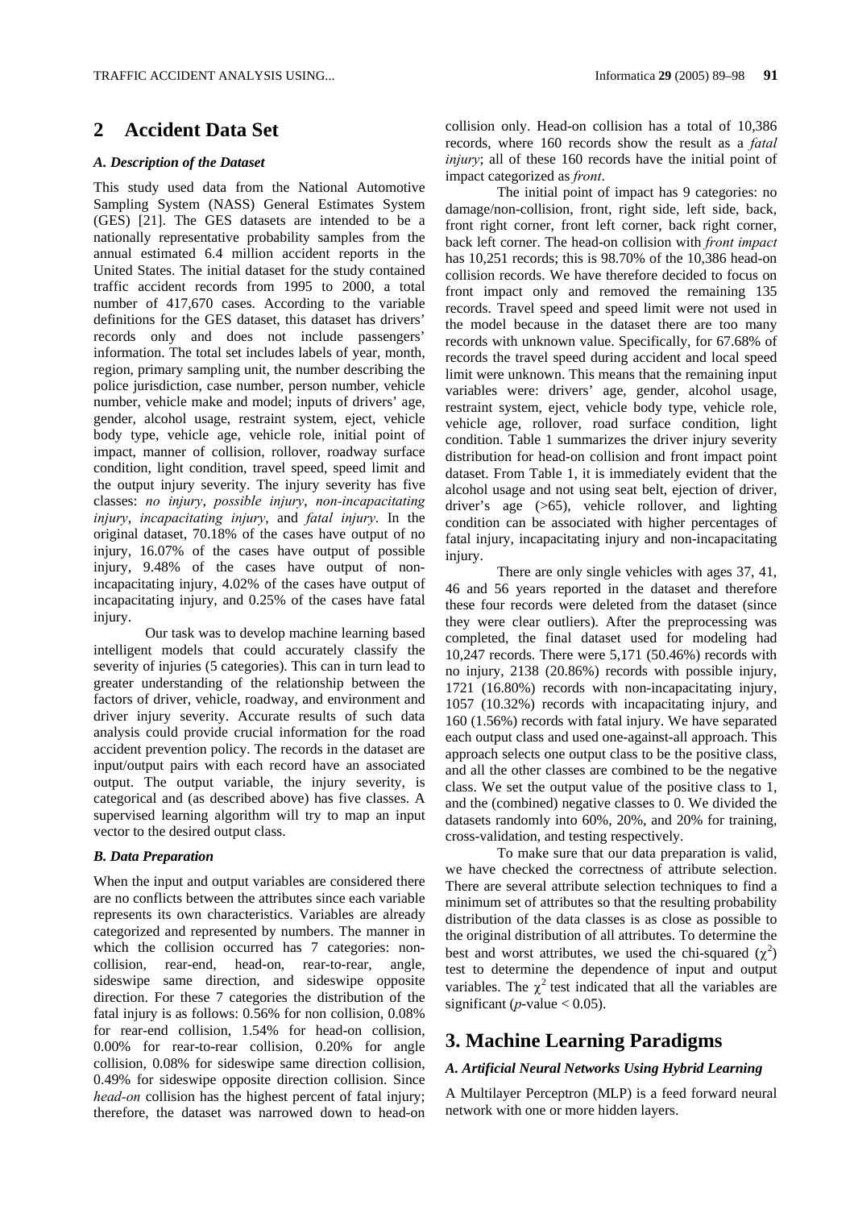## 2 Accident Data Set

### *A. Description of the Dataset*

This study used data from the National Automotive Sampling System (NASS) General Estimates System (GES) [21]. The GES datasets are intended to be a nationally representative probability samples from the annual estimated 6.4 million accident reports in the United States. The initial dataset for the study contained traffic accident records from 1995 to 2000, a total number of 417,670 cases. According to the variable definitions for the GES dataset, this dataset has drivers' records only and does not include passengers' information. The total set includes labels of year, month, region, primary sampling unit, the number describing the police jurisdiction, case number, person number, vehicle number, vehicle make and model; inputs of drivers' age, gender, alcohol usage, restraint system, eject, vehicle body type, vehicle age, vehicle role, initial point of impact, manner of collision, rollover, roadway surface condition, light condition, travel speed, speed limit and the output injury severity. The injury severity has five classes: *no injury*, *possible injury*, *non-incapacitating injury*, *incapacitating injury*, and *fatal injury*. In the original dataset, 70.18% of the cases have output of no injury, 16.07% of the cases have output of possible injury, 9.48% of the cases have output of non-incapacitating injury, 4.02% of the cases have output of incapacitating injury, and 0.25% of the cases have fatal injury.

Our task was to develop machine learning based intelligent models that could accurately classify the severity of injuries (5 categories). This can in turn lead to greater understanding of the relationship between the factors of driver, vehicle, roadway, and environment and driver injury severity. Accurate results of such data analysis could provide crucial information for the road accident prevention policy. The records in the dataset are input/output pairs with each record have an associated output. The output variable, the injury severity, is categorical and (as described above) has five classes. A supervised learning algorithm will try to map an input vector to the desired output class.

### *B. Data Preparation*

When the input and output variables are considered there are no conflicts between the attributes since each variable represents its own characteristics. Variables are already categorized and represented by numbers. The manner in which the collision occurred has 7 categories: non-collision, rear-end, head-on, rear-to-rear, angle, sideswipe same direction, and sideswipe opposite direction. For these 7 categories the distribution of the fatal injury is as follows: 0.56% for non collision, 0.08% for rear-end collision, 1.54% for head-on collision, 0.00% for rear-to-rear collision, 0.20% for angle collision, 0.08% for sideswipe same direction collision, 0.49% for sideswipe opposite direction collision. Since *head-on* collision has the highest percent of fatal injury; therefore, the dataset was narrowed down to head-on collision only. Head-on collision has a total of 10,386 records, where 160 records show the result as a *fatal injury*; all of these 160 records have the initial point of impact categorized as *front*.

The initial point of impact has 9 categories: no damage/non-collision, front, right side, left side, back, front right corner, front left corner, back right corner, back left corner. The head-on collision with *front impact* has 10,251 records; this is 98.70% of the 10,386 head-on collision records. We have therefore decided to focus on front impact only and removed the remaining 135 records. Travel speed and speed limit were not used in the model because in the dataset there are too many records with unknown value. Specifically, for 67.68% of records the travel speed during accident and local speed limit were unknown. This means that the remaining input variables were: drivers' age, gender, alcohol usage, restraint system, eject, vehicle body type, vehicle role, vehicle age, rollover, road surface condition, light condition. Table 1 summarizes the driver injury severity distribution for head-on collision and front impact point dataset. From Table 1, it is immediately evident that the alcohol usage and not using seat belt, ejection of driver, driver's age (>65), vehicle rollover, and lighting condition can be associated with higher percentages of fatal injury, incapacitating injury and non-incapacitating injury.

There are only single vehicles with ages 37, 41, 46 and 56 years reported in the dataset and therefore these four records were deleted from the dataset (since they were clear outliers). After the preprocessing was completed, the final dataset used for modeling had 10,247 records. There were 5,171 (50.46%) records with no injury, 2138 (20.86%) records with possible injury, 1721 (16.80%) records with non-incapacitating injury, 1057 (10.32%) records with incapacitating injury, and 160 (1.56%) records with fatal injury. We have separated each output class and used one-against-all approach. This approach selects one output class to be the positive class, and all the other classes are combined to be the negative class. We set the output value of the positive class to 1, and the (combined) negative classes to 0. We divided the datasets randomly into 60%, 20%, and 20% for training, cross-validation, and testing respectively.

To make sure that our data preparation is valid, we have checked the correctness of attribute selection. There are several attribute selection techniques to find a minimum set of attributes so that the resulting probability distribution of the data classes is as close as possible to the original distribution of all attributes. To determine the best and worst attributes, we used the chi-squared ($\chi^2$) test to determine the dependence of input and output variables. The $\chi^2$ test indicated that all the variables are significant ($p$-value $< 0.05$).

## 3. Machine Learning Paradigms

### *A. Artificial Neural Networks Using Hybrid Learning*

A Multilayer Perceptron (MLP) is a feed forward neural network with one or more hidden layers.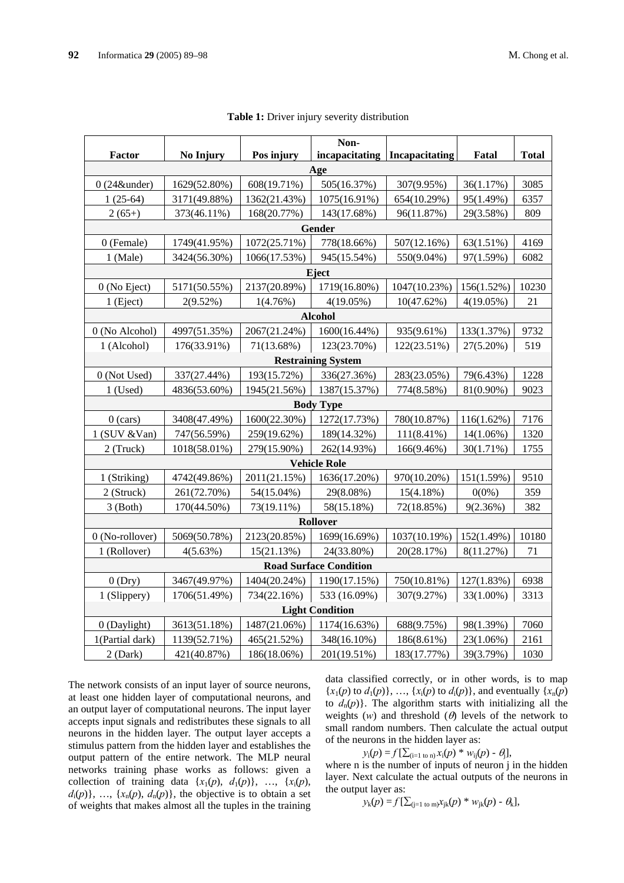**Table 1:** Driver injury severity distribution

| Factor | No Injury | Pos injury | Non-incapacitating | Incapacitating | Fatal | Total |
|---|---|---|---|---|---|---|
| **Age** | | | | | | |
| 0 (24&under) | 1629(52.80%) | 608(19.71%) | 505(16.37%) | 307(9.95%) | 36(1.17%) | 3085 |
| 1 (25-64) | 3171(49.88%) | 1362(21.43%) | 1075(16.91%) | 654(10.29%) | 95(1.49%) | 6357 |
| 2 (65+) | 373(46.11%) | 168(20.77%) | 143(17.68%) | 96(11.87%) | 29(3.58%) | 809 |
| **Gender** | | | | | | |
| 0 (Female) | 1749(41.95%) | 1072(25.71%) | 778(18.66%) | 507(12.16%) | 63(1.51%) | 4169 |
| 1 (Male) | 3424(56.30%) | 1066(17.53%) | 945(15.54%) | 550(9.04%) | 97(1.59%) | 6082 |
| **Eject** | | | | | | |
| 0 (No Eject) | 5171(50.55%) | 2137(20.89%) | 1719(16.80%) | 1047(10.23%) | 156(1.52%) | 10230 |
| 1 (Eject) | 2(9.52%) | 1(4.76%) | 4(19.05%) | 10(47.62%) | 4(19.05%) | 21 |
| **Alcohol** | | | | | | |
| 0 (No Alcohol) | 4997(51.35%) | 2067(21.24%) | 1600(16.44%) | 935(9.61%) | 133(1.37%) | 9732 |
| 1 (Alcohol) | 176(33.91%) | 71(13.68%) | 123(23.70%) | 122(23.51%) | 27(5.20%) | 519 |
| **Restraining System** | | | | | | |
| 0 (Not Used) | 337(27.44%) | 193(15.72%) | 336(27.36%) | 283(23.05%) | 79(6.43%) | 1228 |
| 1 (Used) | 4836(53.60%) | 1945(21.56%) | 1387(15.37%) | 774(8.58%) | 81(0.90%) | 9023 |
| **Body Type** | | | | | | |
| 0 (cars) | 3408(47.49%) | 1600(22.30%) | 1272(17.73%) | 780(10.87%) | 116(1.62%) | 7176 |
| 1 (SUV &Van) | 747(56.59%) | 259(19.62%) | 189(14.32%) | 111(8.41%) | 14(1.06%) | 1320 |
| 2 (Truck) | 1018(58.01%) | 279(15.90%) | 262(14.93%) | 166(9.46%) | 30(1.71%) | 1755 |
| **Vehicle Role** | | | | | | |
| 1 (Striking) | 4742(49.86%) | 2011(21.15%) | 1636(17.20%) | 970(10.20%) | 151(1.59%) | 9510 |
| 2 (Struck) | 261(72.70%) | 54(15.04%) | 29(8.08%) | 15(4.18%) | 0(0%) | 359 |
| 3 (Both) | 170(44.50%) | 73(19.11%) | 58(15.18%) | 72(18.85%) | 9(2.36%) | 382 |
| **Rollover** | | | | | | |
| 0 (No-rollover) | 5069(50.78%) | 2123(20.85%) | 1699(16.69%) | 1037(10.19%) | 152(1.49%) | 10180 |
| 1 (Rollover) | 4(5.63%) | 15(21.13%) | 24(33.80%) | 20(28.17%) | 8(11.27%) | 71 |
| **Road Surface Condition** | | | | | | |
| 0 (Dry) | 3467(49.97%) | 1404(20.24%) | 1190(17.15%) | 750(10.81%) | 127(1.83%) | 6938 |
| 1 (Slippery) | 1706(51.49%) | 734(22.16%) | 533 (16.09%) | 307(9.27%) | 33(1.00%) | 3313 |
| **Light Condition** | | | | | | |
| 0 (Daylight) | 3613(51.18%) | 1487(21.06%) | 1174(16.63%) | 688(9.75%) | 98(1.39%) | 7060 |
| 1(Partial dark) | 1139(52.71%) | 465(21.52%) | 348(16.10%) | 186(8.61%) | 23(1.06%) | 2161 |
| 2 (Dark) | 421(40.87%) | 186(18.06%) | 201(19.51%) | 183(17.77%) | 39(3.79%) | 1030 |

The network consists of an input layer of source neurons, at least one hidden layer of computational neurons, and an output layer of computational neurons. The input layer accepts input signals and redistributes these signals to all neurons in the hidden layer. The output layer accepts a stimulus pattern from the hidden layer and establishes the output pattern of the entire network. The MLP neural networks training phase works as follows: given a collection of training data $\{x_1(p), d_1(p)\}$, …, $\{x_i(p), d_i(p)\}$, …, $\{x_n(p), d_n(p)\}$, the objective is to obtain a set of weights that makes almost all the tuples in the training data classified correctly, or in other words, is to map $\{x_1(p)$ to $d_1(p)\}$, …, $\{x_i(p)$ to $d_i(p)\}$, and eventually $\{x_n(p)$ to $d_n(p)\}$. The algorithm starts with initializing all the weights ($w$) and threshold ($\theta$) levels of the network to small random numbers. Then calculate the actual output of the neurons in the hidden layer as:

$$y_i(p) = f\,[\textstyle\sum_{(i=1 \text{ to } n)} x_i(p) * w_{ij}(p) - \theta_j],$$

where n is the number of inputs of neuron j in the hidden layer. Next calculate the actual outputs of the neurons in the output layer as:

$$y_k(p) = f\,[\textstyle\sum_{(j=1 \text{ to } m)} x_{jk}(p) * w_{jk}(p) - \theta_k],$$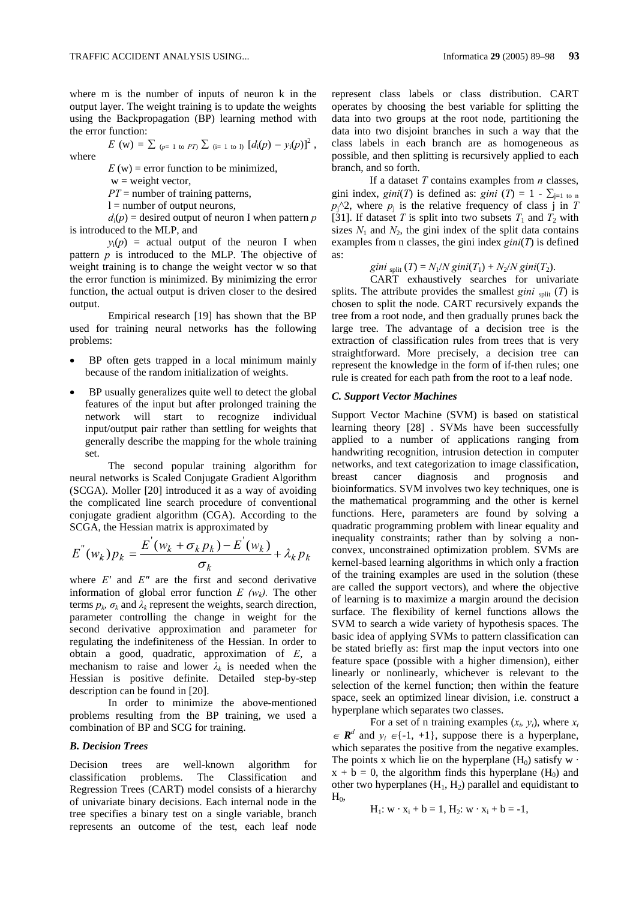where m is the number of inputs of neuron k in the output layer. The weight training is to update the weights using the Backpropagation (BP) learning method with the error function:

$$E\,(\text{w}) = \sum_{(p=1 \text{ to } PT)} \sum_{(i=1 \text{ to } l)} [d_i(p) - y_i(p)]^2,$$

where

$E$ (w) = error function to be minimized,

w = weight vector,

$PT$ = number of training patterns,

l = number of output neurons,

$d_i(p)$ = desired output of neuron I when pattern $p$ is introduced to the MLP, and

$y_i(p)$ = actual output of the neuron I when pattern $p$ is introduced to the MLP. The objective of weight training is to change the weight vector w so that the error function is minimized. By minimizing the error function, the actual output is driven closer to the desired output.

Empirical research [19] has shown that the BP used for training neural networks has the following problems:

- BP often gets trapped in a local minimum mainly because of the random initialization of weights.
- BP usually generalizes quite well to detect the global features of the input but after prolonged training the network will start to recognize individual input/output pair rather than settling for weights that generally describe the mapping for the whole training set.

The second popular training algorithm for neural networks is Scaled Conjugate Gradient Algorithm (SCGA). Moller [20] introduced it as a way of avoiding the complicated line search procedure of conventional conjugate gradient algorithm (CGA). According to the SCGA, the Hessian matrix is approximated by

$$E''(w_k)\,p_k = \frac{E'(w_k + \sigma_k p_k) - E'(w_k)}{\sigma_k} + \lambda_k p_k$$

where $E'$ and $E''$ are the first and second derivative information of global error function $E\ (w_k)$. The other terms $p_k$, $\sigma_k$ and $\lambda_k$ represent the weights, search direction, parameter controlling the change in weight for the second derivative approximation and parameter for regulating the indefiniteness of the Hessian. In order to obtain a good, quadratic, approximation of $E$, a mechanism to raise and lower $\lambda_k$ is needed when the Hessian is positive definite. Detailed step-by-step description can be found in [20].

In order to minimize the above-mentioned problems resulting from the BP training, we used a combination of BP and SCG for training.

### *B. Decision Trees*

Decision trees are well-known algorithm for classification problems. The Classification and Regression Trees (CART) model consists of a hierarchy of univariate binary decisions. Each internal node in the tree specifies a binary test on a single variable, branch represents an outcome of the test, each leaf node represent class labels or class distribution. CART operates by choosing the best variable for splitting the data into two groups at the root node, partitioning the data into two disjoint branches in such a way that the class labels in each branch are as homogeneous as possible, and then splitting is recursively applied to each branch, and so forth.

If a dataset $T$ contains examples from $n$ classes, gini index, $gini(T)$ is defined as: $gini\ (T) = 1 - \sum_{j=1 \text{ to } n} p_j$^2, where $p_j$ is the relative frequency of class j in $T$ [31]. If dataset $T$ is split into two subsets $T_1$ and $T_2$ with sizes $N_1$ and $N_2$, the gini index of the split data contains examples from n classes, the gini index $gini(T)$ is defined as:

$$gini_{\text{split}}\,(T) = N_1/N\; gini(T_1) + N_2/N\; gini(T_2).$$

CART exhaustively searches for univariate splits. The attribute provides the smallest $gini_{\text{split}}\,(T)$ is chosen to split the node. CART recursively expands the tree from a root node, and then gradually prunes back the large tree. The advantage of a decision tree is the extraction of classification rules from trees that is very straightforward. More precisely, a decision tree can represent the knowledge in the form of if-then rules; one rule is created for each path from the root to a leaf node.

### *C. Support Vector Machines*

Support Vector Machine (SVM) is based on statistical learning theory [28] . SVMs have been successfully applied to a number of applications ranging from handwriting recognition, intrusion detection in computer networks, and text categorization to image classification, breast cancer diagnosis and prognosis and bioinformatics. SVM involves two key techniques, one is the mathematical programming and the other is kernel functions. Here, parameters are found by solving a quadratic programming problem with linear equality and inequality constraints; rather than by solving a non-convex, unconstrained optimization problem. SVMs are kernel-based learning algorithms in which only a fraction of the training examples are used in the solution (these are called the support vectors), and where the objective of learning is to maximize a margin around the decision surface. The flexibility of kernel functions allows the SVM to search a wide variety of hypothesis spaces. The basic idea of applying SVMs to pattern classification can be stated briefly as: first map the input vectors into one feature space (possible with a higher dimension), either linearly or nonlinearly, whichever is relevant to the selection of the kernel function; then within the feature space, seek an optimized linear division, i.e. construct a hyperplane which separates two classes.

For a set of n training examples $(x_i, y_i)$, where $x_i \in \boldsymbol{R}^d$ and $y_i \in \{-1, +1\}$, suppose there is a hyperplane, which separates the positive from the negative examples. The points x which lie on the hyperplane ($H_0$) satisfy $w \cdot x + b = 0$, the algorithm finds this hyperplane ($H_0$) and other two hyperplanes ($H_1$, $H_2$) parallel and equidistant to $H_0$,

$$H_1\!: w \cdot x_i + b = 1,\ H_2\!: w \cdot x_i + b = -1,$$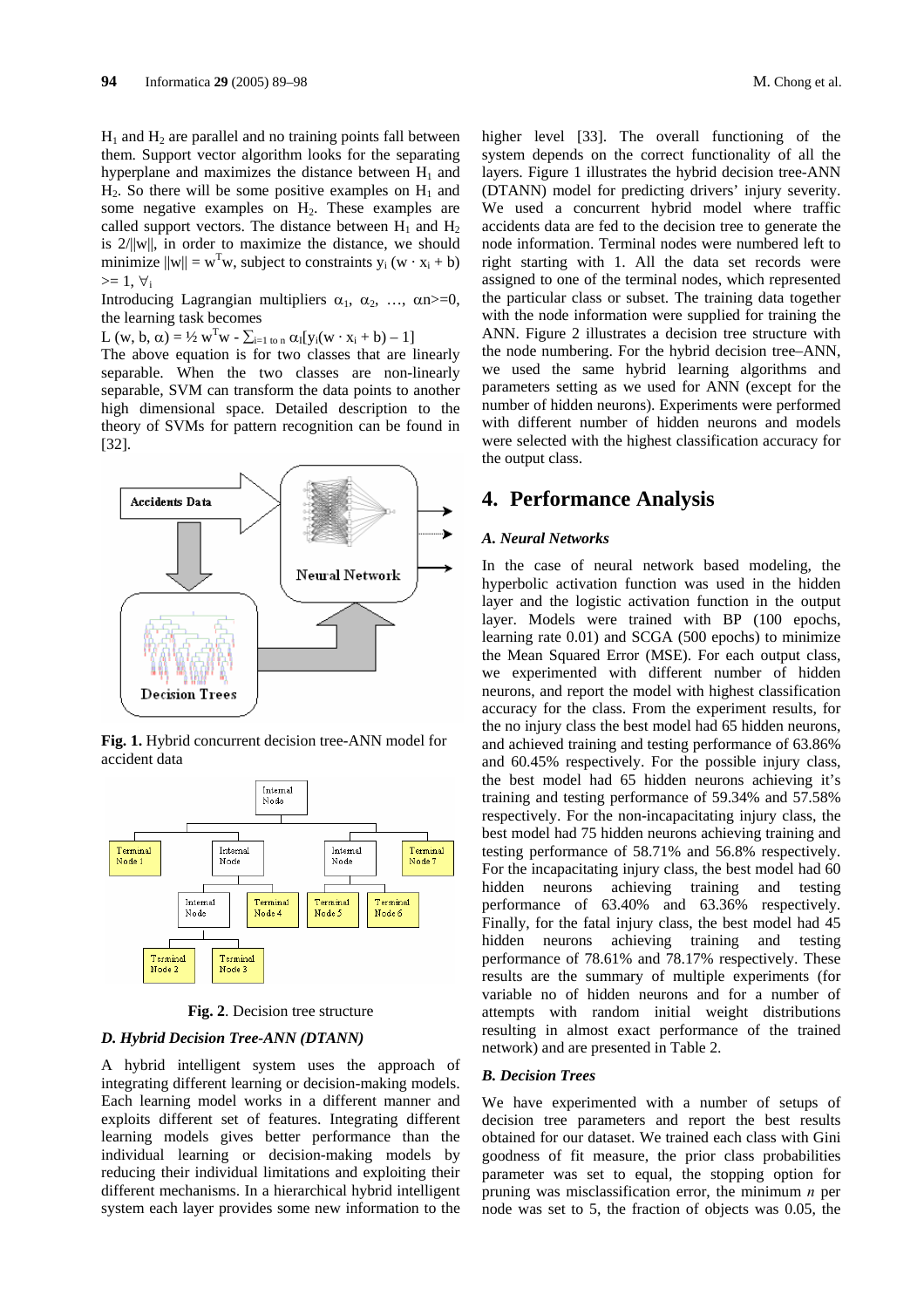$H_1$ and $H_2$ are parallel and no training points fall between them. Support vector algorithm looks for the separating hyperplane and maximizes the distance between $H_1$ and $H_2$. So there will be some positive examples on $H_1$ and some negative examples on $H_2$. These examples are called support vectors. The distance between $H_1$ and $H_2$ is $2/||w||$, in order to maximize the distance, we should minimize $||w|| = w^T w$, subject to constraints $y_i (w \cdot x_i + b) >= 1, \forall_i$

Introducing Lagrangian multipliers $\alpha_1, \alpha_2, \ldots, \alpha n >= 0$, the learning task becomes

$L(w, b, \alpha) = ½ w^T w - \sum_{i=1 \text{ to } n} \alpha_i [y_i (w \cdot x_i + b) – 1]$

The above equation is for two classes that are linearly separable. When the two classes are non-linearly separable, SVM can transform the data points to another high dimensional space. Detailed description to the theory of SVMs for pattern recognition can be found in [32].

**Fig. 1.** Hybrid concurrent decision tree-ANN model for accident data

**Fig. 2**. Decision tree structure

### *D. Hybrid Decision Tree-ANN (DTANN)*

A hybrid intelligent system uses the approach of integrating different learning or decision-making models. Each learning model works in a different manner and exploits different set of features. Integrating different learning models gives better performance than the individual learning or decision-making models by reducing their individual limitations and exploiting their different mechanisms. In a hierarchical hybrid intelligent system each layer provides some new information to the higher level [33]. The overall functioning of the system depends on the correct functionality of all the layers. Figure 1 illustrates the hybrid decision tree-ANN (DTANN) model for predicting drivers' injury severity. We used a concurrent hybrid model where traffic accidents data are fed to the decision tree to generate the node information. Terminal nodes were numbered left to right starting with 1. All the data set records were assigned to one of the terminal nodes, which represented the particular class or subset. The training data together with the node information were supplied for training the ANN. Figure 2 illustrates a decision tree structure with the node numbering. For the hybrid decision tree–ANN, we used the same hybrid learning algorithms and parameters setting as we used for ANN (except for the number of hidden neurons). Experiments were performed with different number of hidden neurons and models were selected with the highest classification accuracy for the output class.

## 4. Performance Analysis

### *A. Neural Networks*

In the case of neural network based modeling, the hyperbolic activation function was used in the hidden layer and the logistic activation function in the output layer. Models were trained with BP (100 epochs, learning rate 0.01) and SCGA (500 epochs) to minimize the Mean Squared Error (MSE). For each output class, we experimented with different number of hidden neurons, and report the model with highest classification accuracy for the class. From the experiment results, for the no injury class the best model had 65 hidden neurons, and achieved training and testing performance of 63.86% and 60.45% respectively. For the possible injury class, the best model had 65 hidden neurons achieving it's training and testing performance of 59.34% and 57.58% respectively. For the non-incapacitating injury class, the best model had 75 hidden neurons achieving training and testing performance of 58.71% and 56.8% respectively. For the incapacitating injury class, the best model had 60 hidden neurons achieving training and testing performance of 63.40% and 63.36% respectively. Finally, for the fatal injury class, the best model had 45 hidden neurons achieving training and testing performance of 78.61% and 78.17% respectively. These results are the summary of multiple experiments (for variable no of hidden neurons and for a number of attempts with random initial weight distributions resulting in almost exact performance of the trained network) and are presented in Table 2.

### *B. Decision Trees*

We have experimented with a number of setups of decision tree parameters and report the best results obtained for our dataset. We trained each class with Gini goodness of fit measure, the prior class probabilities parameter was set to equal, the stopping option for pruning was misclassification error, the minimum *n* per node was set to 5, the fraction of objects was 0.05, the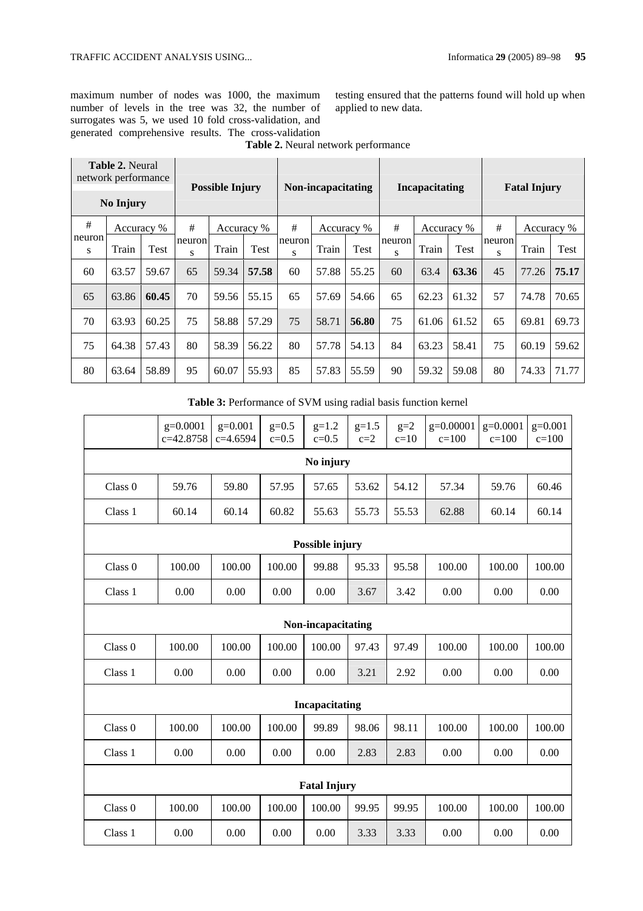maximum number of nodes was 1000, the maximum number of levels in the tree was 32, the number of surrogates was 5, we used 10 fold cross-validation, and generated comprehensive results. The cross-validation testing ensured that the patterns found will hold up when applied to new data.

**Table 2.** Neural network performance

| No Injury | | | Possible Injury | | | Non-incapacitating | | | Incapacitating | | | Fatal Injury | | |
|---|---|---|---|---|---|---|---|---|---|---|---|---|---|---|
| # neurons | Accuracy % | | # neurons | Accuracy % | | # neurons | Accuracy % | | # neurons | Accuracy % | | # neurons | Accuracy % | |
| | Train | Test | | Train | Test | | Train | Test | | Train | Test | | Train | Test |
| 60 | 63.57 | 59.67 | 65 | 59.34 | **57.58** | 60 | 57.88 | 55.25 | 60 | 63.4 | **63.36** | 45 | 77.26 | **75.17** |
| 65 | 63.86 | **60.45** | 70 | 59.56 | 55.15 | 65 | 57.69 | 54.66 | 65 | 62.23 | 61.32 | 57 | 74.78 | 70.65 |
| 70 | 63.93 | 60.25 | 75 | 58.88 | 57.29 | 75 | 58.71 | **56.80** | 75 | 61.06 | 61.52 | 65 | 69.81 | 69.73 |
| 75 | 64.38 | 57.43 | 80 | 58.39 | 56.22 | 80 | 57.78 | 54.13 | 84 | 63.23 | 58.41 | 75 | 60.19 | 59.62 |
| 80 | 63.64 | 58.89 | 95 | 60.07 | 55.93 | 85 | 57.83 | 55.59 | 90 | 59.32 | 59.08 | 80 | 74.33 | 71.77 |

**Table 3:** Performance of SVM using radial basis function kernel

| | g=0.0001 c=42.8758 | g=0.001 c=4.6594 | g=0.5 c=0.5 | g=1.2 c=0.5 | g=1.5 c=2 | g=2 c=10 | g=0.00001 c=100 | g=0.0001 c=100 | g=0.001 c=100 |
|---|---|---|---|---|---|---|---|---|---|
| **No injury** | | | | | | | | | |
| Class 0 | 59.76 | 59.80 | 57.95 | 57.65 | 53.62 | 54.12 | 57.34 | 59.76 | 60.46 |
| Class 1 | 60.14 | 60.14 | 60.82 | 55.63 | 55.73 | 55.53 | 62.88 | 60.14 | 60.14 |
| **Possible injury** | | | | | | | | | |
| Class 0 | 100.00 | 100.00 | 100.00 | 99.88 | 95.33 | 95.58 | 100.00 | 100.00 | 100.00 |
| Class 1 | 0.00 | 0.00 | 0.00 | 0.00 | 3.67 | 3.42 | 0.00 | 0.00 | 0.00 |
| **Non-incapacitating** | | | | | | | | | |
| Class 0 | 100.00 | 100.00 | 100.00 | 100.00 | 97.43 | 97.49 | 100.00 | 100.00 | 100.00 |
| Class 1 | 0.00 | 0.00 | 0.00 | 0.00 | 3.21 | 2.92 | 0.00 | 0.00 | 0.00 |
| **Incapacitating** | | | | | | | | | |
| Class 0 | 100.00 | 100.00 | 100.00 | 99.89 | 98.06 | 98.11 | 100.00 | 100.00 | 100.00 |
| Class 1 | 0.00 | 0.00 | 0.00 | 0.00 | 2.83 | 2.83 | 0.00 | 0.00 | 0.00 |
| **Fatal Injury** | | | | | | | | | |
| Class 0 | 100.00 | 100.00 | 100.00 | 100.00 | 99.95 | 99.95 | 100.00 | 100.00 | 100.00 |
| Class 1 | 0.00 | 0.00 | 0.00 | 0.00 | 3.33 | 3.33 | 0.00 | 0.00 | 0.00 |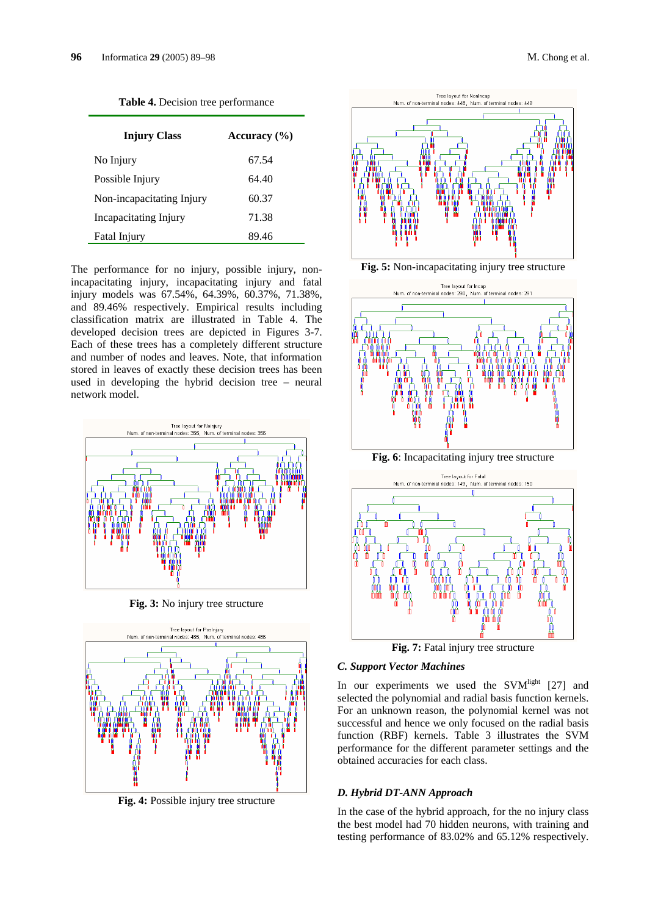**Table 4.** Decision tree performance

| Injury Class | Accuracy (%) |
|---|---|
| No Injury | 67.54 |
| Possible Injury | 64.40 |
| Non-incapacitating Injury | 60.37 |
| Incapacitating Injury | 71.38 |
| Fatal Injury | 89.46 |

The performance for no injury, possible injury, non-incapacitating injury, incapacitating injury and fatal injury models was 67.54%, 64.39%, 60.37%, 71.38%, and 89.46% respectively. Empirical results including classification matrix are illustrated in Table 4. The developed decision trees are depicted in Figures 3-7. Each of these trees has a completely different structure and number of nodes and leaves. Note, that information stored in leaves of exactly these decision trees has been used in developing the hybrid decision tree – neural network model.

**Fig. 3:** No injury tree structure

**Fig. 4:** Possible injury tree structure

**Fig. 5:** Non-incapacitating injury tree structure

**Fig. 6**: Incapacitating injury tree structure

**Fig. 7:** Fatal injury tree structure

### *C. Support Vector Machines*

In our experiments we used the SVM[light] [27] and selected the polynomial and radial basis function kernels. For an unknown reason, the polynomial kernel was not successful and hence we only focused on the radial basis function (RBF) kernels. Table 3 illustrates the SVM performance for the different parameter settings and the obtained accuracies for each class.

### *D. Hybrid DT-ANN Approach*

In the case of the hybrid approach, for the no injury class the best model had 70 hidden neurons, with training and testing performance of 83.02% and 65.12% respectively.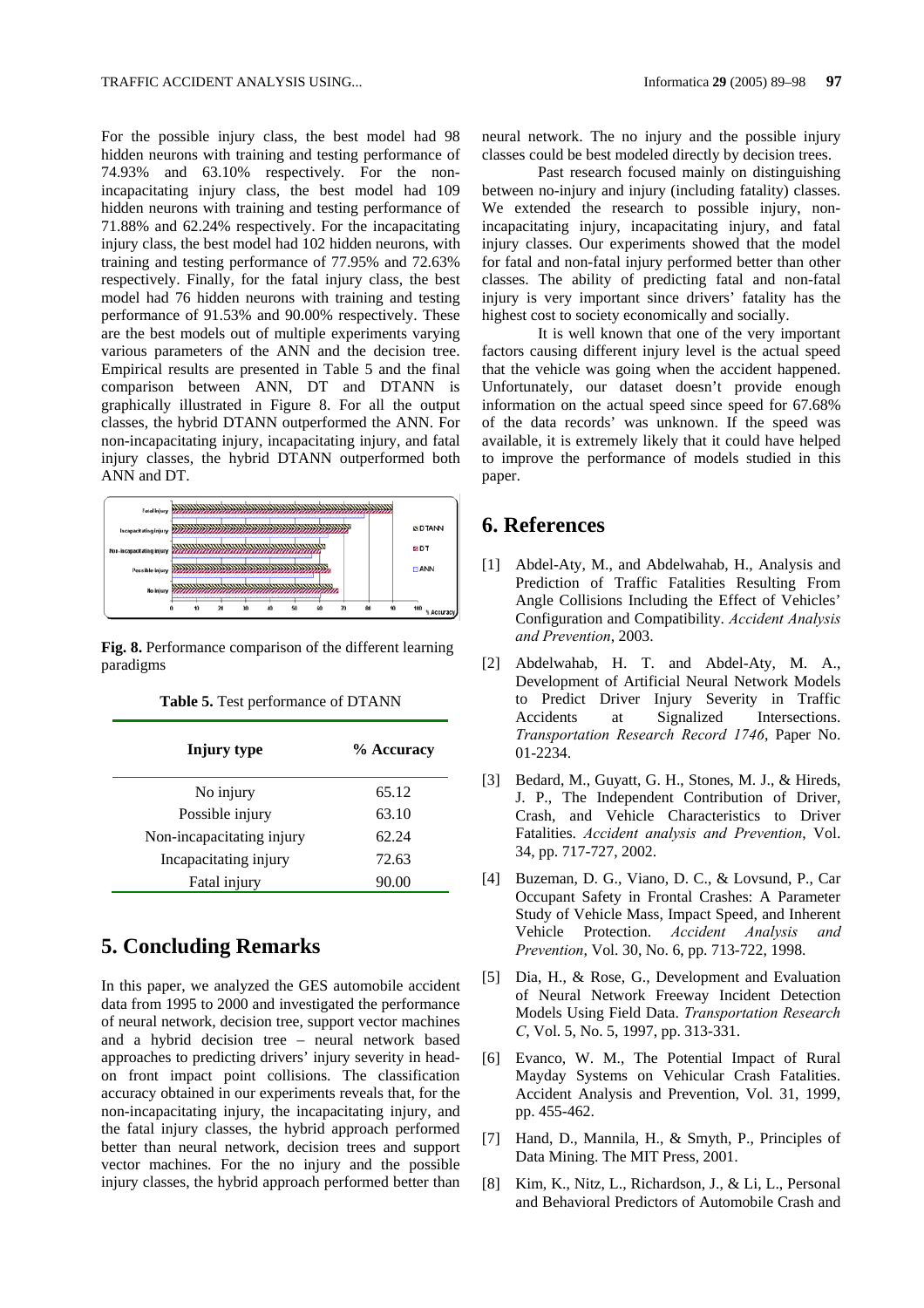For the possible injury class, the best model had 98 hidden neurons with training and testing performance of 74.93% and 63.10% respectively. For the non-incapacitating injury class, the best model had 109 hidden neurons with training and testing performance of 71.88% and 62.24% respectively. For the incapacitating injury class, the best model had 102 hidden neurons, with training and testing performance of 77.95% and 72.63% respectively. Finally, for the fatal injury class, the best model had 76 hidden neurons with training and testing performance of 91.53% and 90.00% respectively. These are the best models out of multiple experiments varying various parameters of the ANN and the decision tree. Empirical results are presented in Table 5 and the final comparison between ANN, DT and DTANN is graphically illustrated in Figure 8. For all the output classes, the hybrid DTANN outperformed the ANN. For non-incapacitating injury, incapacitating injury, and fatal injury classes, the hybrid DTANN outperformed both ANN and DT.

**Fig. 8.** Performance comparison of the different learning paradigms

**Table 5.** Test performance of DTANN

| Injury type | % Accuracy |
|---|---|
| No injury | 65.12 |
| Possible injury | 63.10 |
| Non-incapacitating injury | 62.24 |
| Incapacitating injury | 72.63 |
| Fatal injury | 90.00 |

## 5. Concluding Remarks

In this paper, we analyzed the GES automobile accident data from 1995 to 2000 and investigated the performance of neural network, decision tree, support vector machines and a hybrid decision tree – neural network based approaches to predicting drivers' injury severity in head-on front impact point collisions. The classification accuracy obtained in our experiments reveals that, for the non-incapacitating injury, the incapacitating injury, and the fatal injury classes, the hybrid approach performed better than neural network, decision trees and support vector machines. For the no injury and the possible injury classes, the hybrid approach performed better than neural network. The no injury and the possible injury classes could be best modeled directly by decision trees.

Past research focused mainly on distinguishing between no-injury and injury (including fatality) classes. We extended the research to possible injury, non-incapacitating injury, incapacitating injury, and fatal injury classes. Our experiments showed that the model for fatal and non-fatal injury performed better than other classes. The ability of predicting fatal and non-fatal injury is very important since drivers' fatality has the highest cost to society economically and socially.

It is well known that one of the very important factors causing different injury level is the actual speed that the vehicle was going when the accident happened. Unfortunately, our dataset doesn't provide enough information on the actual speed since speed for 67.68% of the data records' was unknown. If the speed was available, it is extremely likely that it could have helped to improve the performance of models studied in this paper.

## 6. References

[1] Abdel-Aty, M., and Abdelwahab, H., Analysis and Prediction of Traffic Fatalities Resulting From Angle Collisions Including the Effect of Vehicles' Configuration and Compatibility. *Accident Analysis and Prevention*, 2003.

[2] Abdelwahab, H. T. and Abdel-Aty, M. A., Development of Artificial Neural Network Models to Predict Driver Injury Severity in Traffic Accidents at Signalized Intersections. *Transportation Research Record 1746*, Paper No. 01-2234.

[3] Bedard, M., Guyatt, G. H., Stones, M. J., & Hireds, J. P., The Independent Contribution of Driver, Crash, and Vehicle Characteristics to Driver Fatalities. *Accident analysis and Prevention*, Vol. 34, pp. 717-727, 2002.

[4] Buzeman, D. G., Viano, D. C., & Lovsund, P., Car Occupant Safety in Frontal Crashes: A Parameter Study of Vehicle Mass, Impact Speed, and Inherent Vehicle Protection. *Accident Analysis and Prevention*, Vol. 30, No. 6, pp. 713-722, 1998.

[5] Dia, H., & Rose, G., Development and Evaluation of Neural Network Freeway Incident Detection Models Using Field Data. *Transportation Research C*, Vol. 5, No. 5, 1997, pp. 313-331.

[6] Evanco, W. M., The Potential Impact of Rural Mayday Systems on Vehicular Crash Fatalities. Accident Analysis and Prevention, Vol. 31, 1999, pp. 455-462.

[7] Hand, D., Mannila, H., & Smyth, P., Principles of Data Mining. The MIT Press, 2001.

[8] Kim, K., Nitz, L., Richardson, J., & Li, L., Personal and Behavioral Predictors of Automobile Crash and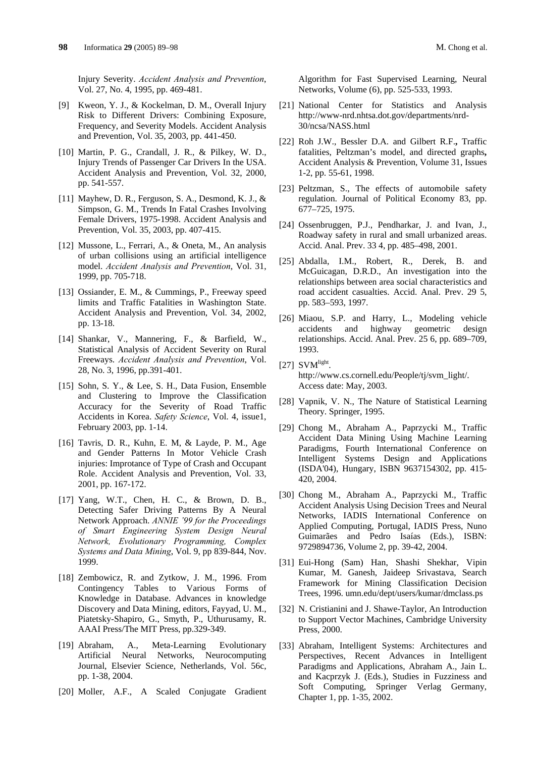Injury Severity. *Accident Analysis and Prevention*, Vol. 27, No. 4, 1995, pp. 469-481.

[9] Kweon, Y. J., & Kockelman, D. M., Overall Injury Risk to Different Drivers: Combining Exposure, Frequency, and Severity Models. Accident Analysis and Prevention, Vol. 35, 2003, pp. 441-450.

[10] Martin, P. G., Crandall, J. R., & Pilkey, W. D., Injury Trends of Passenger Car Drivers In the USA. Accident Analysis and Prevention, Vol. 32, 2000, pp. 541-557.

[11] Mayhew, D. R., Ferguson, S. A., Desmond, K. J., & Simpson, G. M., Trends In Fatal Crashes Involving Female Drivers, 1975-1998. Accident Analysis and Prevention, Vol. 35, 2003, pp. 407-415.

[12] Mussone, L., Ferrari, A., & Oneta, M., An analysis of urban collisions using an artificial intelligence model. *Accident Analysis and Prevention*, Vol. 31, 1999, pp. 705-718.

[13] Ossiander, E. M., & Cummings, P., Freeway speed limits and Traffic Fatalities in Washington State. Accident Analysis and Prevention, Vol. 34, 2002, pp. 13-18.

[14] Shankar, V., Mannering, F., & Barfield, W., Statistical Analysis of Accident Severity on Rural Freeways. *Accident Analysis and Prevention*, Vol. 28, No. 3, 1996, pp.391-401.

[15] Sohn, S. Y., & Lee, S. H., Data Fusion, Ensemble and Clustering to Improve the Classification Accuracy for the Severity of Road Traffic Accidents in Korea. *Safety Science*, Vol. 4, issue1, February 2003, pp. 1-14.

[16] Tavris, D. R., Kuhn, E. M, & Layde, P. M., Age and Gender Patterns In Motor Vehicle Crash injuries: Improtance of Type of Crash and Occupant Role. Accident Analysis and Prevention, Vol. 33, 2001, pp. 167-172.

[17] Yang, W.T., Chen, H. C., & Brown, D. B., Detecting Safer Driving Patterns By A Neural Network Approach. *ANNIE '99 for the Proceedings of Smart Engineering System Design Neural Network, Evolutionary Programming, Complex Systems and Data Mining*, Vol. 9, pp 839-844, Nov. 1999.

[18] Zembowicz, R. and Zytkow, J. M., 1996. From Contingency Tables to Various Forms of Knowledge in Database. Advances in knowledge Discovery and Data Mining, editors, Fayyad, U. M., Piatetsky-Shapiro, G., Smyth, P., Uthurusamy, R. AAAI Press/The MIT Press, pp.329-349.

[19] Abraham, A., Meta-Learning Evolutionary Artificial Neural Networks, Neurocomputing Journal, Elsevier Science, Netherlands, Vol. 56c, pp. 1-38, 2004.

[20] Moller, A.F., A Scaled Conjugate Gradient Algorithm for Fast Supervised Learning, Neural Networks, Volume (6), pp. 525-533, 1993.

[21] National Center for Statistics and Analysis http://www-nrd.nhtsa.dot.gov/departments/nrd-30/ncsa/NASS.html

[22] Roh J.W., Bessler D.A. and Gilbert R.F.**,** Traffic fatalities, Peltzman's model, and directed graphs**,** Accident Analysis & Prevention, Volume 31, Issues 1-2, pp. 55-61, 1998.

[23] Peltzman, S., The effects of automobile safety regulation. Journal of Political Economy 83, pp. 677–725, 1975.

[24] Ossenbruggen, P.J., Pendharkar, J. and Ivan, J., Roadway safety in rural and small urbanized areas. Accid. Anal. Prev. 33 4, pp. 485–498, 2001.

[25] Abdalla, I.M., Robert, R., Derek, B. and McGuicagan, D.R.D., An investigation into the relationships between area social characteristics and road accident casualties. Accid. Anal. Prev. 29 5, pp. 583–593, 1997.

[26] Miaou, S.P. and Harry, L., Modeling vehicle accidents and highway geometric design relationships. Accid. Anal. Prev. 25 6, pp. 689–709, 1993.

[27] SVM[light]. http://www.cs.cornell.edu/People/tj/svm_light/. Access date: May, 2003.

[28] Vapnik, V. N., The Nature of Statistical Learning Theory. Springer, 1995.

[29] Chong M., Abraham A., Paprzycki M., Traffic Accident Data Mining Using Machine Learning Paradigms, Fourth International Conference on Intelligent Systems Design and Applications (ISDA'04), Hungary, ISBN 9637154302, pp. 415-420, 2004.

[30] Chong M., Abraham A., Paprzycki M., Traffic Accident Analysis Using Decision Trees and Neural Networks, IADIS International Conference on Applied Computing, Portugal, IADIS Press, Nuno Guimarães and Pedro Isaías (Eds.), ISBN: 9729894736, Volume 2, pp. 39-42, 2004.

[31] Eui-Hong (Sam) Han, Shashi Shekhar, Vipin Kumar, M. Ganesh, Jaideep Srivastava, Search Framework for Mining Classification Decision Trees, 1996. umn.edu/dept/users/kumar/dmclass.ps

[32] N. Cristianini and J. Shawe-Taylor, An Introduction to Support Vector Machines, Cambridge University Press, 2000.

[33] Abraham, Intelligent Systems: Architectures and Perspectives, Recent Advances in Intelligent Paradigms and Applications, Abraham A., Jain L. and Kacprzyk J. (Eds.), Studies in Fuzziness and Soft Computing, Springer Verlag Germany, Chapter 1, pp. 1-35, 2002.